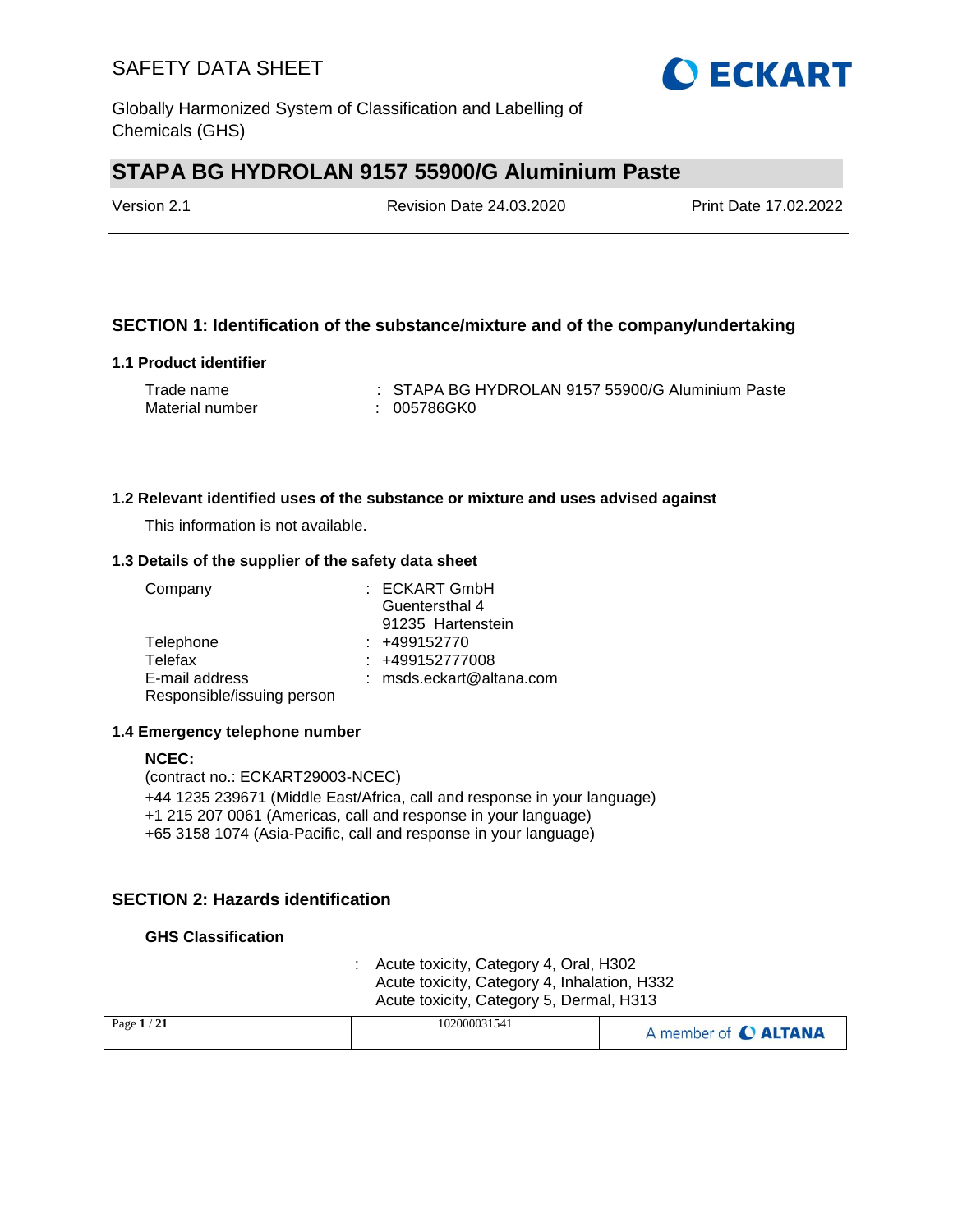# SAFETY DATA SHEET

Globally Harmonized System of Classification and Labelling of Chemicals (GHS)

## STAPA BG HYDROLAN 9157 55900/G Aluminium Paste

Version 2.1 | Revision Date 24.03.2020 | Print Date 17.02.2022

---

## SECTION 1: Identification of the substance/mixture and of the company/undertaking

### 1.1 Product identifier

Trade name : STAPA BG HYDROLAN 9157 55900/G Aluminium Paste
Material number : 005786GK0

### 1.2 Relevant identified uses of the substance or mixture and uses advised against

This information is not available.

### 1.3 Details of the supplier of the safety data sheet

Company : ECKART GmbH
Guentersthal 4
91235 Hartenstein
Telephone : +499152770
Telefax : +499152777008
E-mail address : msds.eckart@altana.com
Responsible/issuing person

### 1.4 Emergency telephone number

**NCEC:**
(contract no.: ECKART29003-NCEC)
+44 1235 239671 (Middle East/Africa, call and response in your language)
+1 215 207 0061 (Americas, call and response in your language)
+65 3158 1074 (Asia-Pacific, call and response in your language)

---

## SECTION 2: Hazards identification

**GHS Classification**

: Acute toxicity, Category 4, Oral, H302
Acute toxicity, Category 4, Inhalation, H332
Acute toxicity, Category 5, Dermal, H313

102000031541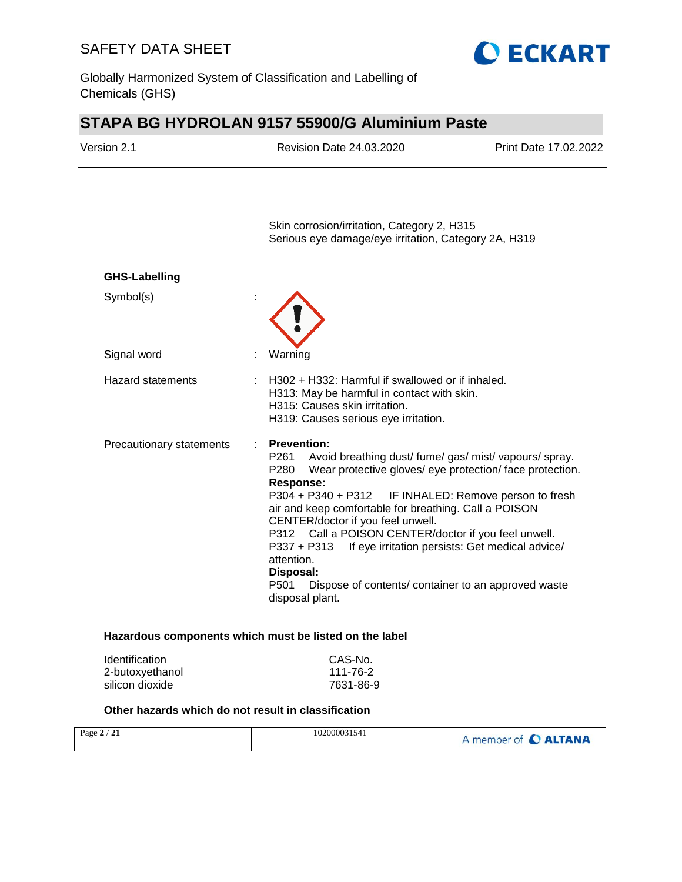Skin corrosion/irritation, Category 2, H315
Serious eye damage/eye irritation, Category 2A, H319

**GHS-Labelling**

Symbol(s) :

Signal word : Warning

Hazard statements : H302 + H332: Harmful if swallowed or if inhaled.
H313: May be harmful in contact with skin.
H315: Causes skin irritation.
H319: Causes serious eye irritation.

Precautionary statements : **Prevention:**
P261 Avoid breathing dust/ fume/ gas/ mist/ vapours/ spray.
P280 Wear protective gloves/ eye protection/ face protection.
**Response:**
P304 + P340 + P312 IF INHALED: Remove person to fresh air and keep comfortable for breathing. Call a POISON CENTER/doctor if you feel unwell.
P312 Call a POISON CENTER/doctor if you feel unwell.
P337 + P313 If eye irritation persists: Get medical advice/ attention.
**Disposal:**
P501 Dispose of contents/ container to an approved waste disposal plant.

**Hazardous components which must be listed on the label**

| Identification | CAS-No. |
|---|---|
| 2-butoxyethanol | 111-76-2 |
| silicon dioxide | 7631-86-9 |

**Other hazards which do not result in classification**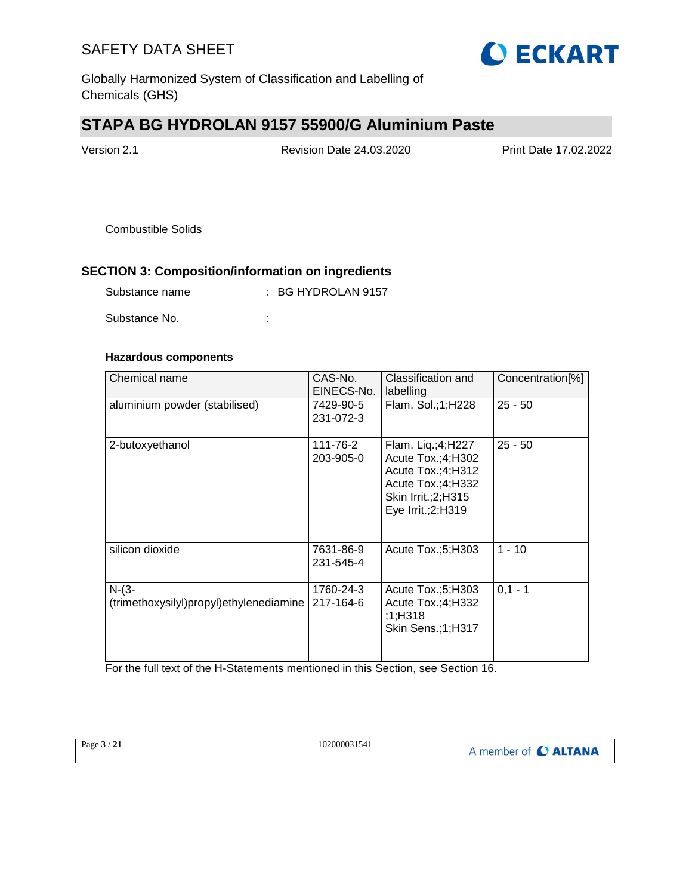Combustible Solids

## SECTION 3: Composition/information on ingredients

Substance name : BG HYDROLAN 9157

Substance No. :

**Hazardous components**

| Chemical name | CAS-No. EINECS-No. | Classification and labelling | Concentration[%] |
|---|---|---|---|
| aluminium powder (stabilised) | 7429-90-5 231-072-3 | Flam. Sol.;1;H228 | 25 - 50 |
| 2-butoxyethanol | 111-76-2 203-905-0 | Flam. Liq.;4;H227 Acute Tox.;4;H302 Acute Tox.;4;H312 Acute Tox.;4;H332 Skin Irrit.;2;H315 Eye Irrit.;2;H319 | 25 - 50 |
| silicon dioxide | 7631-86-9 231-545-4 | Acute Tox.;5;H303 | 1 - 10 |
| N-(3-(trimethoxysilyl)propyl)ethylenediamine | 1760-24-3 217-164-6 | Acute Tox.;5;H303 Acute Tox.;4;H332 ;1;H318 Skin Sens.;1;H317 | 0,1 - 1 |

For the full text of the H-Statements mentioned in this Section, see Section 16.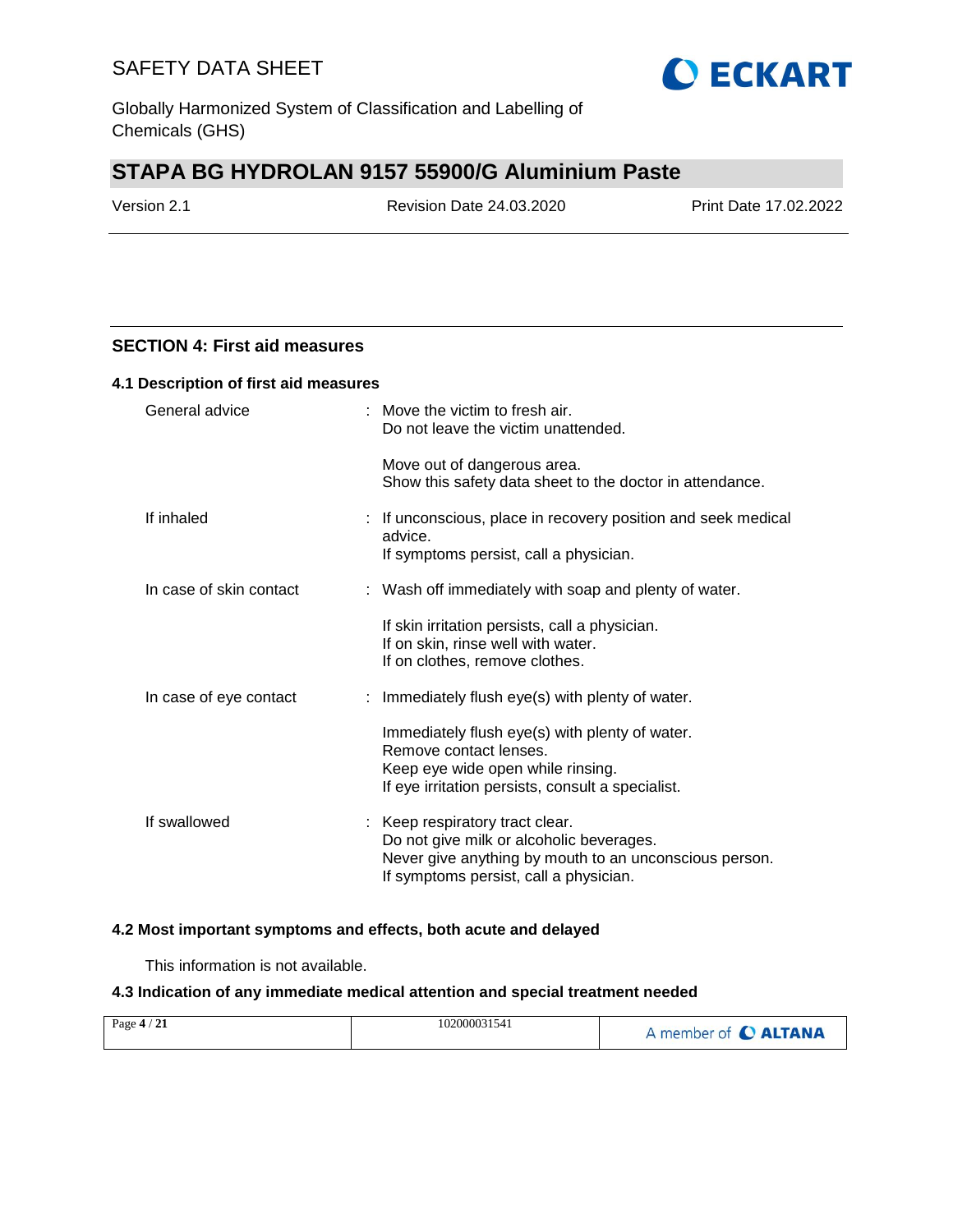## SECTION 4: First aid measures

### 4.1 Description of first aid measures

| | |
|---|---|
| General advice | : Move the victim to fresh air.<br>Do not leave the victim unattended.<br><br>Move out of dangerous area.<br>Show this safety data sheet to the doctor in attendance. |
| If inhaled | : If unconscious, place in recovery position and seek medical advice.<br>If symptoms persist, call a physician. |
| In case of skin contact | : Wash off immediately with soap and plenty of water.<br><br>If skin irritation persists, call a physician.<br>If on skin, rinse well with water.<br>If on clothes, remove clothes. |
| In case of eye contact | : Immediately flush eye(s) with plenty of water.<br><br>Immediately flush eye(s) with plenty of water.<br>Remove contact lenses.<br>Keep eye wide open while rinsing.<br>If eye irritation persists, consult a specialist. |
| If swallowed | : Keep respiratory tract clear.<br>Do not give milk or alcoholic beverages.<br>Never give anything by mouth to an unconscious person.<br>If symptoms persist, call a physician. |

### 4.2 Most important symptoms and effects, both acute and delayed

This information is not available.

### 4.3 Indication of any immediate medical attention and special treatment needed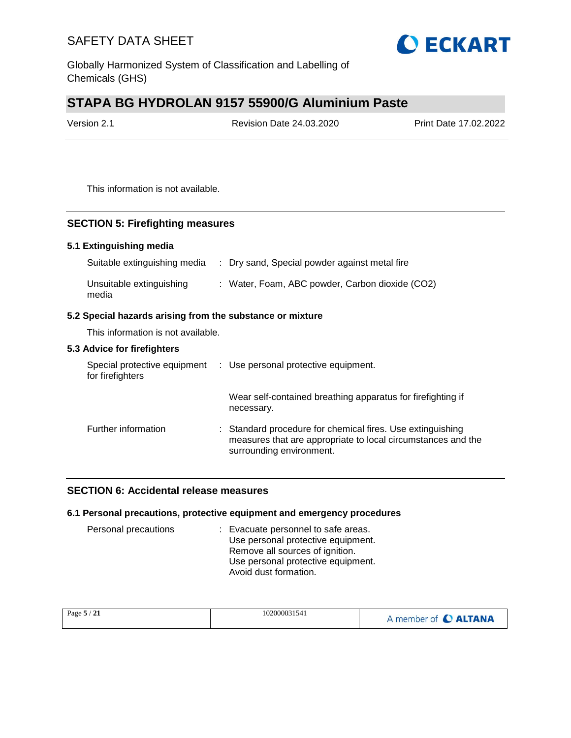This information is not available.

## SECTION 5: Firefighting measures

### 5.1 Extinguishing media

Suitable extinguishing media : Dry sand, Special powder against metal fire

Unsuitable extinguishing media : Water, Foam, ABC powder, Carbon dioxide ($CO_2$)

### 5.2 Special hazards arising from the substance or mixture

This information is not available.

### 5.3 Advice for firefighters

Special protective equipment for firefighters : Use personal protective equipment.

Wear self-contained breathing apparatus for firefighting if necessary.

Further information : Standard procedure for chemical fires. Use extinguishing measures that are appropriate to local circumstances and the surrounding environment.

## SECTION 6: Accidental release measures

### 6.1 Personal precautions, protective equipment and emergency procedures

Personal precautions : Evacuate personnel to safe areas.
Use personal protective equipment.
Remove all sources of ignition.
Use personal protective equipment.
Avoid dust formation.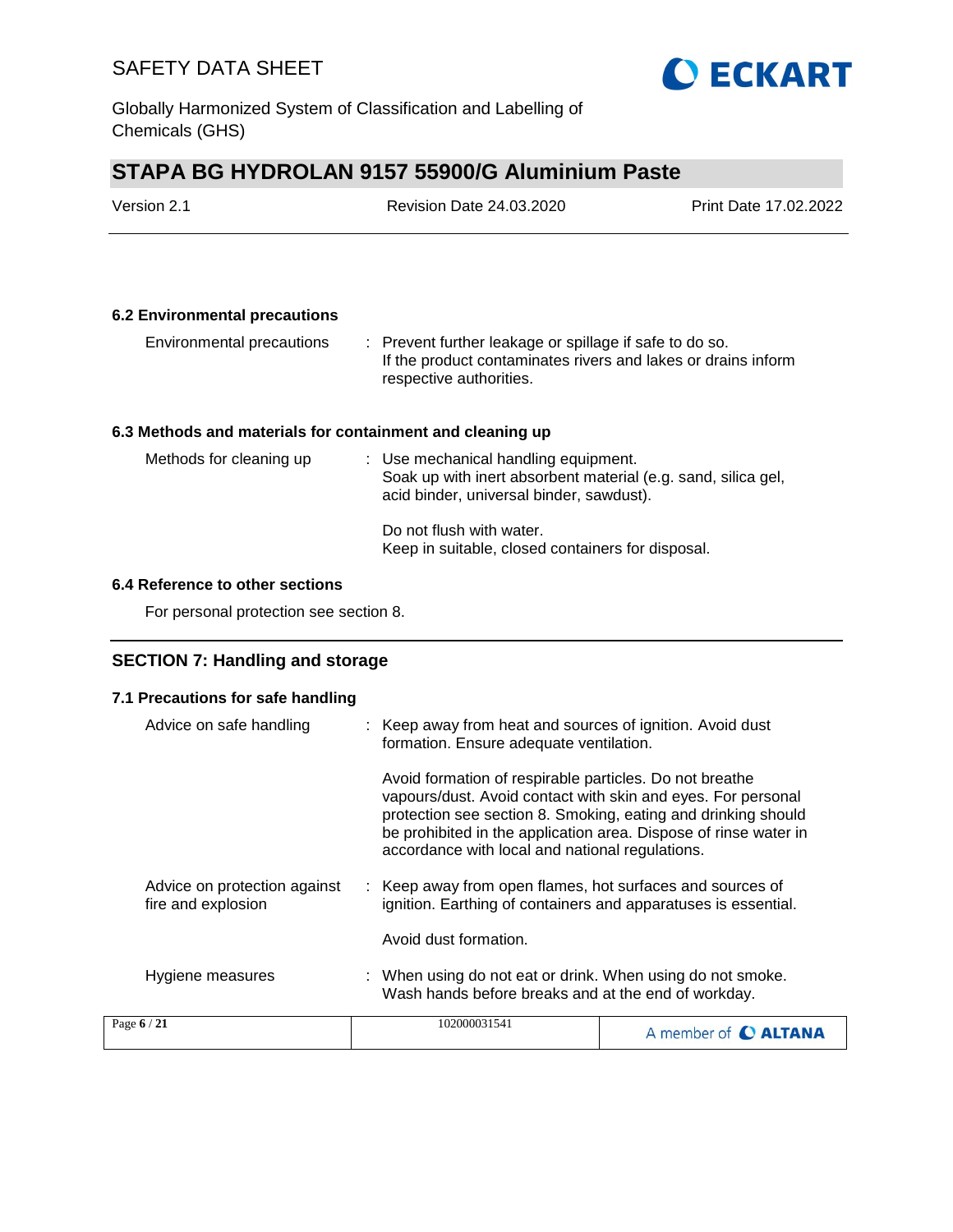### 6.2 Environmental precautions

| | |
|---|---|
| Environmental precautions | : Prevent further leakage or spillage if safe to do so. If the product contaminates rivers and lakes or drains inform respective authorities. |

### 6.3 Methods and materials for containment and cleaning up

| | |
|---|---|
| Methods for cleaning up | : Use mechanical handling equipment. Soak up with inert absorbent material (e.g. sand, silica gel, acid binder, universal binder, sawdust).<br><br>Do not flush with water. Keep in suitable, closed containers for disposal. |

### 6.4 Reference to other sections

For personal protection see section 8.

## SECTION 7: Handling and storage

### 7.1 Precautions for safe handling

| | |
|---|---|
| Advice on safe handling | : Keep away from heat and sources of ignition. Avoid dust formation. Ensure adequate ventilation.<br><br>Avoid formation of respirable particles. Do not breathe vapours/dust. Avoid contact with skin and eyes. For personal protection see section 8. Smoking, eating and drinking should be prohibited in the application area. Dispose of rinse water in accordance with local and national regulations. |
| Advice on protection against fire and explosion | : Keep away from open flames, hot surfaces and sources of ignition. Earthing of containers and apparatuses is essential.<br><br>Avoid dust formation. |
| Hygiene measures | : When using do not eat or drink. When using do not smoke. Wash hands before breaks and at the end of workday. |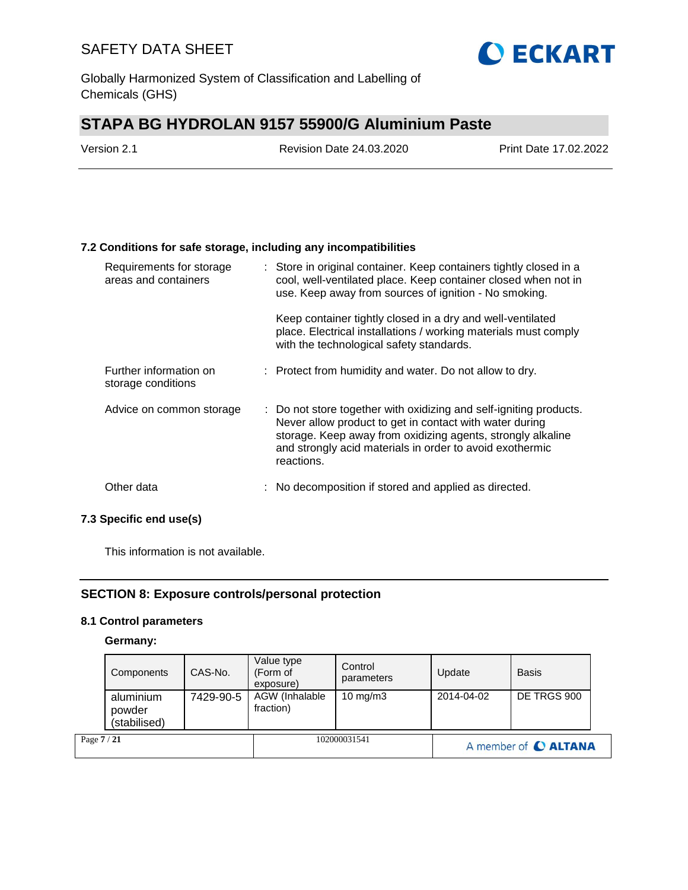### 7.2 Conditions for safe storage, including any incompatibilities

| | | |
|---|---|---|
| Requirements for storage areas and containers | : | Store in original container. Keep containers tightly closed in a cool, well-ventilated place. Keep container closed when not in use. Keep away from sources of ignition - No smoking.<br><br>Keep container tightly closed in a dry and well-ventilated place. Electrical installations / working materials must comply with the technological safety standards. |
| Further information on storage conditions | : | Protect from humidity and water. Do not allow to dry. |
| Advice on common storage | : | Do not store together with oxidizing and self-igniting products. Never allow product to get in contact with water during storage. Keep away from oxidizing agents, strongly alkaline and strongly acid materials in order to avoid exothermic reactions. |
| Other data | : | No decomposition if stored and applied as directed. |

### 7.3 Specific end use(s)

This information is not available.

## SECTION 8: Exposure controls/personal protection

### 8.1 Control parameters

**Germany:**

| Components | CAS-No. | Value type (Form of exposure) | Control parameters | Update | Basis |
|---|---|---|---|---|---|
| aluminium powder (stabilised) | 7429-90-5 | AGW (Inhalable fraction) | 10 mg/m3 | 2014-04-02 | DE TRGS 900 |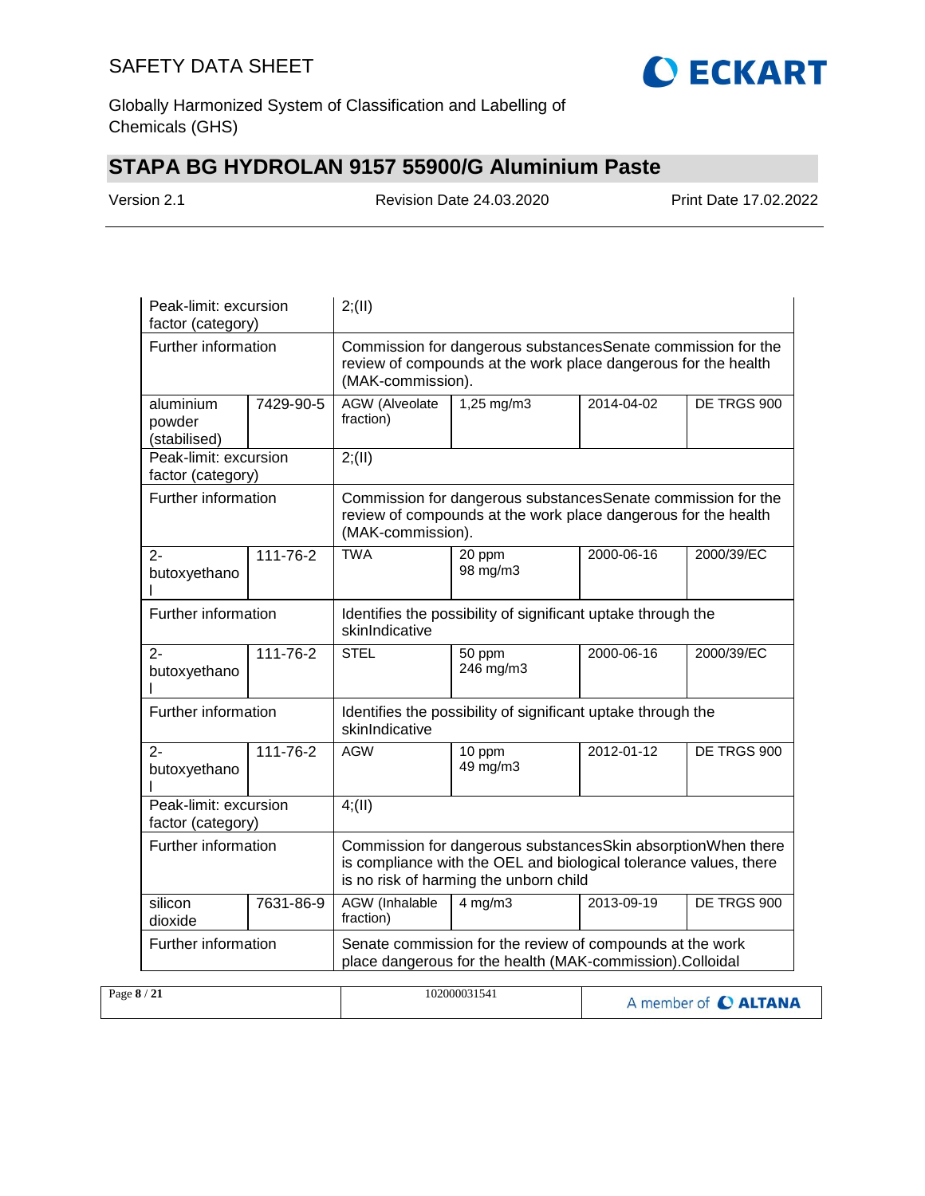| | | | | | |
|---|---|---|---|---|---|
| Peak-limit: excursion factor (category) | | 2;(II) | | | |
| Further information | | Commission for dangerous substancesSenate commission for the review of compounds at the work place dangerous for the health (MAK-commission). | | | |
| aluminium powder (stabilised) | 7429-90-5 | AGW (Alveolate fraction) | 1,25 mg/m3 | 2014-04-02 | DE TRGS 900 |
| Peak-limit: excursion factor (category) | | 2;(II) | | | |
| Further information | | Commission for dangerous substancesSenate commission for the review of compounds at the work place dangerous for the health (MAK-commission). | | | |
| 2-butoxyethanol | 111-76-2 | TWA | 20 ppm 98 mg/m3 | 2000-06-16 | 2000/39/EC |
| Further information | | Identifies the possibility of significant uptake through the skinIndicative | | | |
| 2-butoxyethanol | 111-76-2 | STEL | 50 ppm 246 mg/m3 | 2000-06-16 | 2000/39/EC |
| Further information | | Identifies the possibility of significant uptake through the skinIndicative | | | |
| 2-butoxyethanol | 111-76-2 | AGW | 10 ppm 49 mg/m3 | 2012-01-12 | DE TRGS 900 |
| Peak-limit: excursion factor (category) | | 4;(II) | | | |
| Further information | | Commission for dangerous substancesSkin absorptionWhen there is compliance with the OEL and biological tolerance values, there is no risk of harming the unborn child | | | |
| silicon dioxide | 7631-86-9 | AGW (Inhalable fraction) | 4 mg/m3 | 2013-09-19 | DE TRGS 900 |
| Further information | | Senate commission for the review of compounds at the work place dangerous for the health (MAK-commission).Colloidal | | | |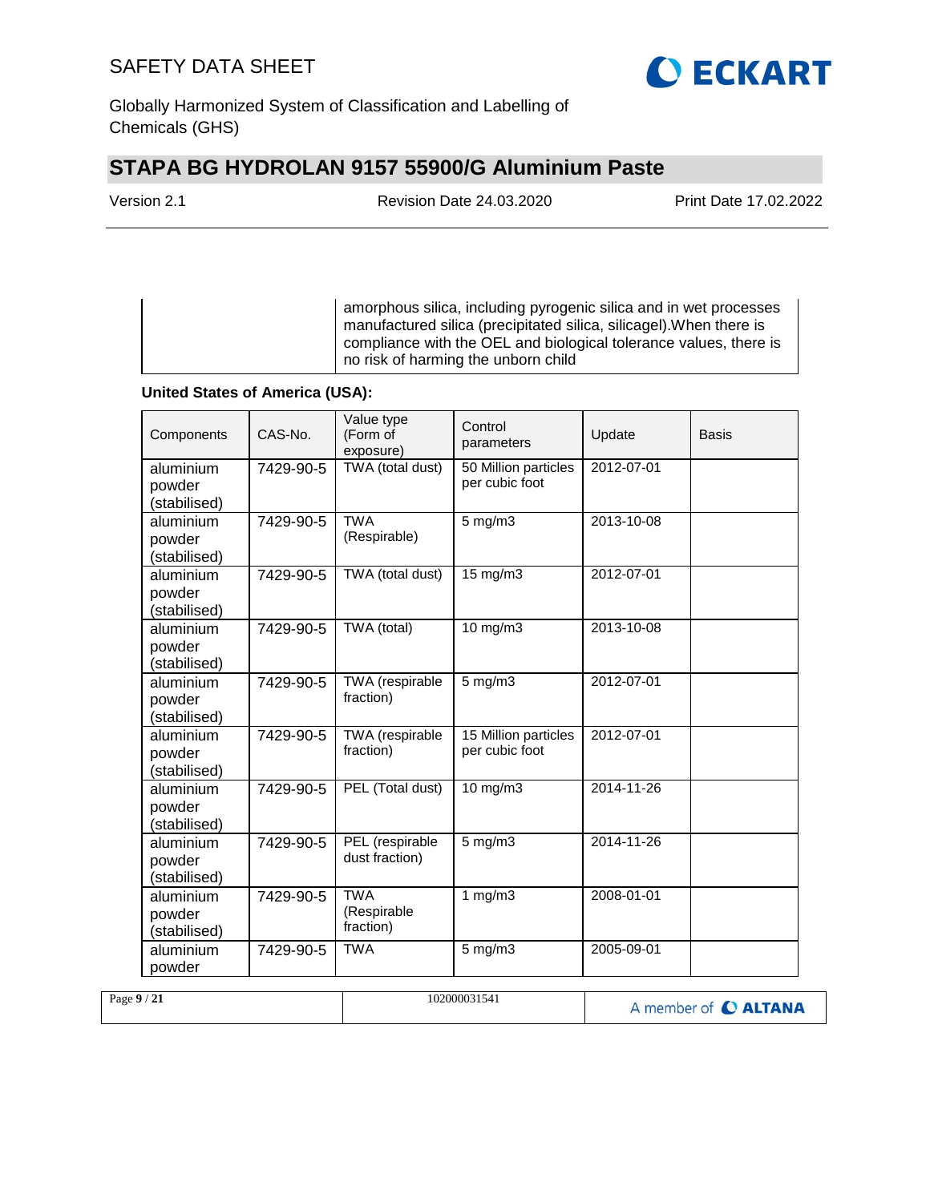| | amorphous silica, including pyrogenic silica and in wet processes manufactured silica (precipitated silica, silicagel).When there is compliance with the OEL and biological tolerance values, there is no risk of harming the unborn child |
|---|---|

**United States of America (USA):**

| Components | CAS-No. | Value type (Form of exposure) | Control parameters | Update | Basis |
|---|---|---|---|---|---|
| aluminium powder (stabilised) | 7429-90-5 | TWA (total dust) | 50 Million particles per cubic foot | 2012-07-01 | |
| aluminium powder (stabilised) | 7429-90-5 | TWA (Respirable) | 5 mg/m3 | 2013-10-08 | |
| aluminium powder (stabilised) | 7429-90-5 | TWA (total dust) | 15 mg/m3 | 2012-07-01 | |
| aluminium powder (stabilised) | 7429-90-5 | TWA (total) | 10 mg/m3 | 2013-10-08 | |
| aluminium powder (stabilised) | 7429-90-5 | TWA (respirable fraction) | 5 mg/m3 | 2012-07-01 | |
| aluminium powder (stabilised) | 7429-90-5 | TWA (respirable fraction) | 15 Million particles per cubic foot | 2012-07-01 | |
| aluminium powder (stabilised) | 7429-90-5 | PEL (Total dust) | 10 mg/m3 | 2014-11-26 | |
| aluminium powder (stabilised) | 7429-90-5 | PEL (respirable dust fraction) | 5 mg/m3 | 2014-11-26 | |
| aluminium powder (stabilised) | 7429-90-5 | TWA (Respirable fraction) | 1 mg/m3 | 2008-01-01 | |
| aluminium powder | 7429-90-5 | TWA | 5 mg/m3 | 2005-09-01 | |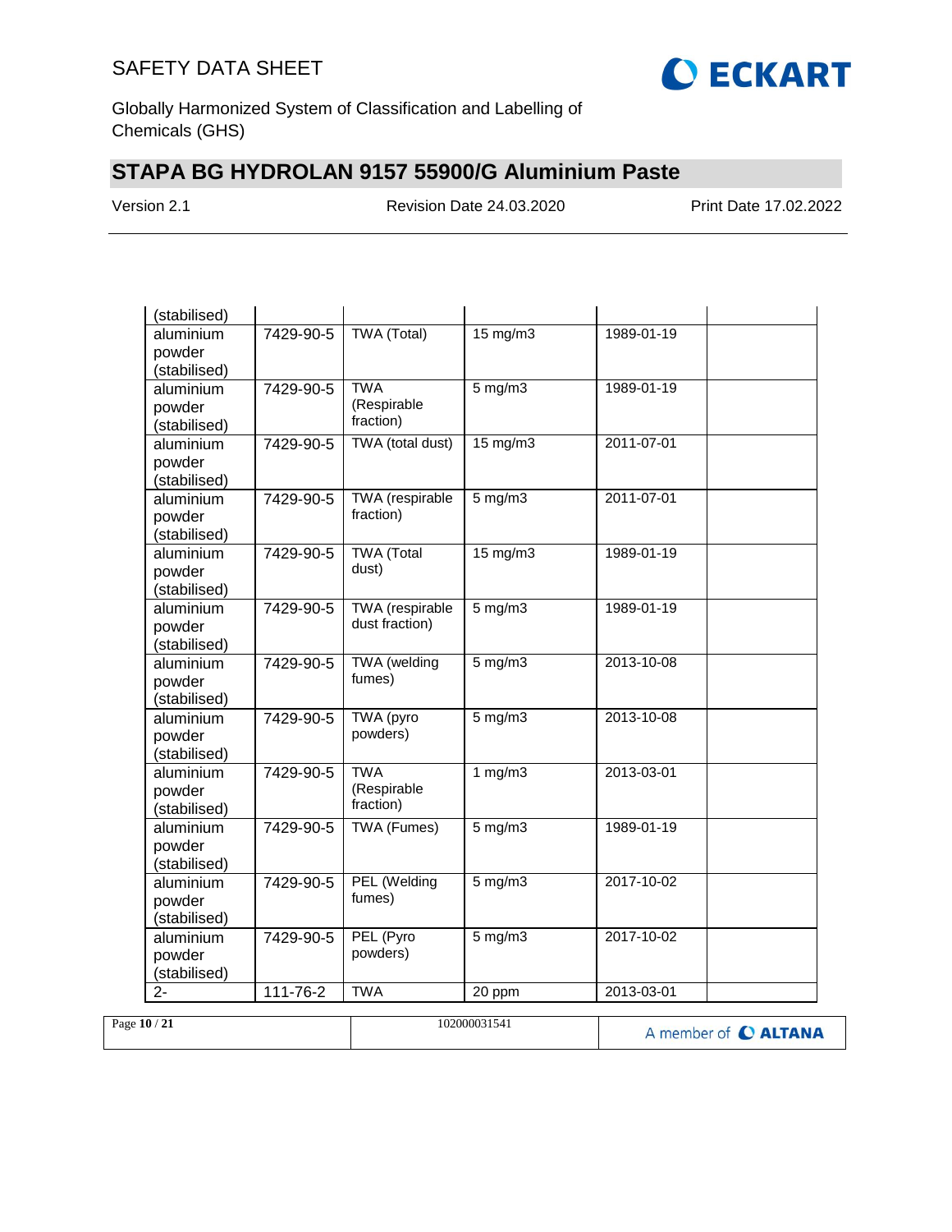| | | | | | |
|---|---|---|---|---|---|
| (stabilised) | | | | | |
| aluminium powder (stabilised) | 7429-90-5 | TWA (Total) | 15 mg/m3 | 1989-01-19 | |
| aluminium powder (stabilised) | 7429-90-5 | TWA (Respirable fraction) | 5 mg/m3 | 1989-01-19 | |
| aluminium powder (stabilised) | 7429-90-5 | TWA (total dust) | 15 mg/m3 | 2011-07-01 | |
| aluminium powder (stabilised) | 7429-90-5 | TWA (respirable fraction) | 5 mg/m3 | 2011-07-01 | |
| aluminium powder (stabilised) | 7429-90-5 | TWA (Total dust) | 15 mg/m3 | 1989-01-19 | |
| aluminium powder (stabilised) | 7429-90-5 | TWA (respirable dust fraction) | 5 mg/m3 | 1989-01-19 | |
| aluminium powder (stabilised) | 7429-90-5 | TWA (welding fumes) | 5 mg/m3 | 2013-10-08 | |
| aluminium powder (stabilised) | 7429-90-5 | TWA (pyro powders) | 5 mg/m3 | 2013-10-08 | |
| aluminium powder (stabilised) | 7429-90-5 | TWA (Respirable fraction) | 1 mg/m3 | 2013-03-01 | |
| aluminium powder (stabilised) | 7429-90-5 | TWA (Fumes) | 5 mg/m3 | 1989-01-19 | |
| aluminium powder (stabilised) | 7429-90-5 | PEL (Welding fumes) | 5 mg/m3 | 2017-10-02 | |
| aluminium powder (stabilised) | 7429-90-5 | PEL (Pyro powders) | 5 mg/m3 | 2017-10-02 | |
| 2- | 111-76-2 | TWA | 20 ppm | 2013-03-01 | |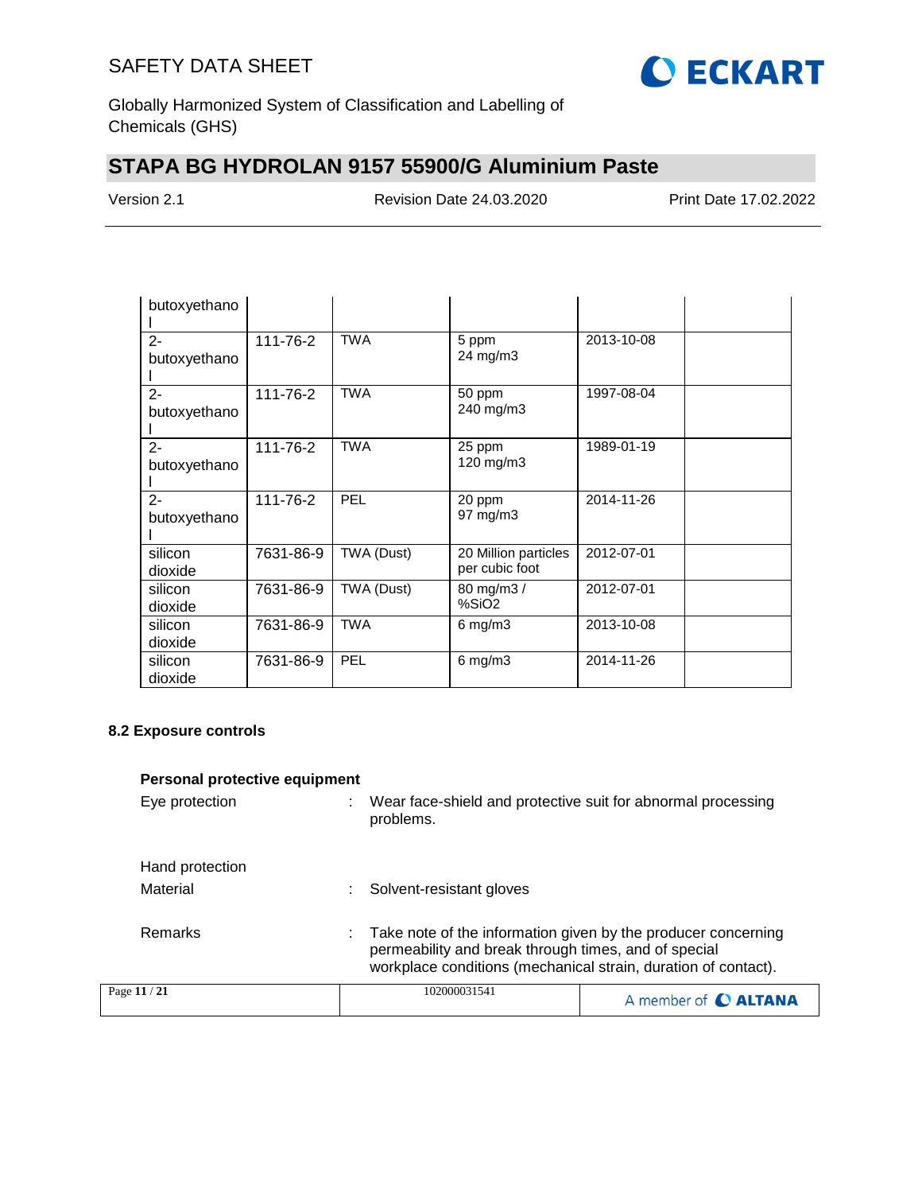| | | | | | |
|---|---|---|---|---|---|
| butoxyethanol | | | | | |
| 2-butoxyethanol | 111-76-2 | TWA | 5 ppm<br>24 mg/m3 | 2013-10-08 | |
| 2-butoxyethanol | 111-76-2 | TWA | 50 ppm<br>240 mg/m3 | 1997-08-04 | |
| 2-butoxyethanol | 111-76-2 | TWA | 25 ppm<br>120 mg/m3 | 1989-01-19 | |
| 2-butoxyethanol | 111-76-2 | PEL | 20 ppm<br>97 mg/m3 | 2014-11-26 | |
| silicon dioxide | 7631-86-9 | TWA (Dust) | 20 Million particles per cubic foot | 2012-07-01 | |
| silicon dioxide | 7631-86-9 | TWA (Dust) | 80 mg/m3 / %SiO2 | 2012-07-01 | |
| silicon dioxide | 7631-86-9 | TWA | 6 mg/m3 | 2013-10-08 | |
| silicon dioxide | 7631-86-9 | PEL | 6 mg/m3 | 2014-11-26 | |

### 8.2 Exposure controls

**Personal protective equipment**

Eye protection : Wear face-shield and protective suit for abnormal processing problems.

Hand protection

Material : Solvent-resistant gloves

Remarks : Take note of the information given by the producer concerning permeability and break through times, and of special workplace conditions (mechanical strain, duration of contact).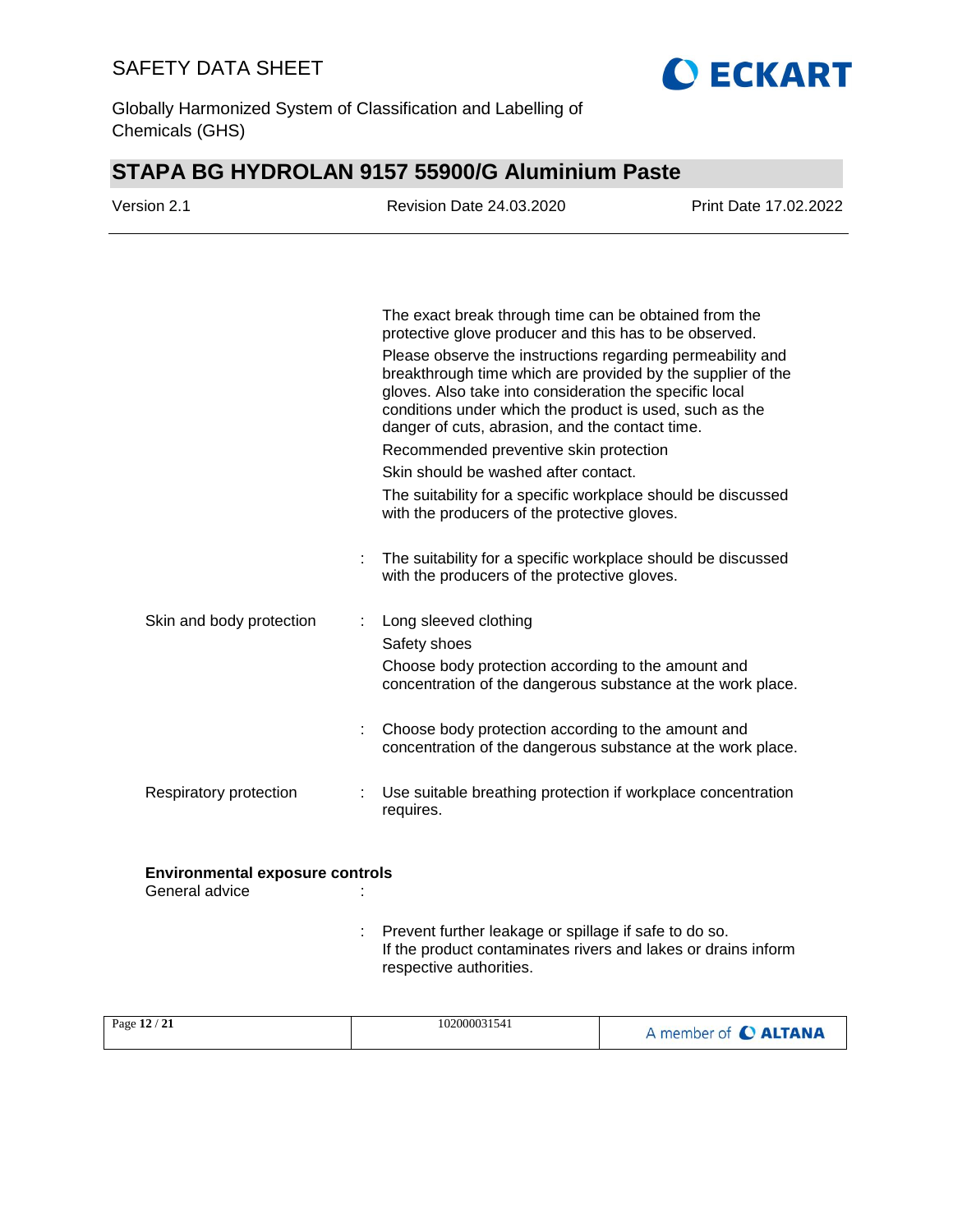The exact break through time can be obtained from the protective glove producer and this has to be observed.

Please observe the instructions regarding permeability and breakthrough time which are provided by the supplier of the gloves. Also take into consideration the specific local conditions under which the product is used, such as the danger of cuts, abrasion, and the contact time.

Recommended preventive skin protection

Skin should be washed after contact.

The suitability for a specific workplace should be discussed with the producers of the protective gloves.

: The suitability for a specific workplace should be discussed with the producers of the protective gloves.

Skin and body protection : Long sleeved clothing

Safety shoes

Choose body protection according to the amount and concentration of the dangerous substance at the work place.

: Choose body protection according to the amount and concentration of the dangerous substance at the work place.

Respiratory protection : Use suitable breathing protection if workplace concentration requires.

**Environmental exposure controls**

General advice :

: Prevent further leakage or spillage if safe to do so. If the product contaminates rivers and lakes or drains inform respective authorities.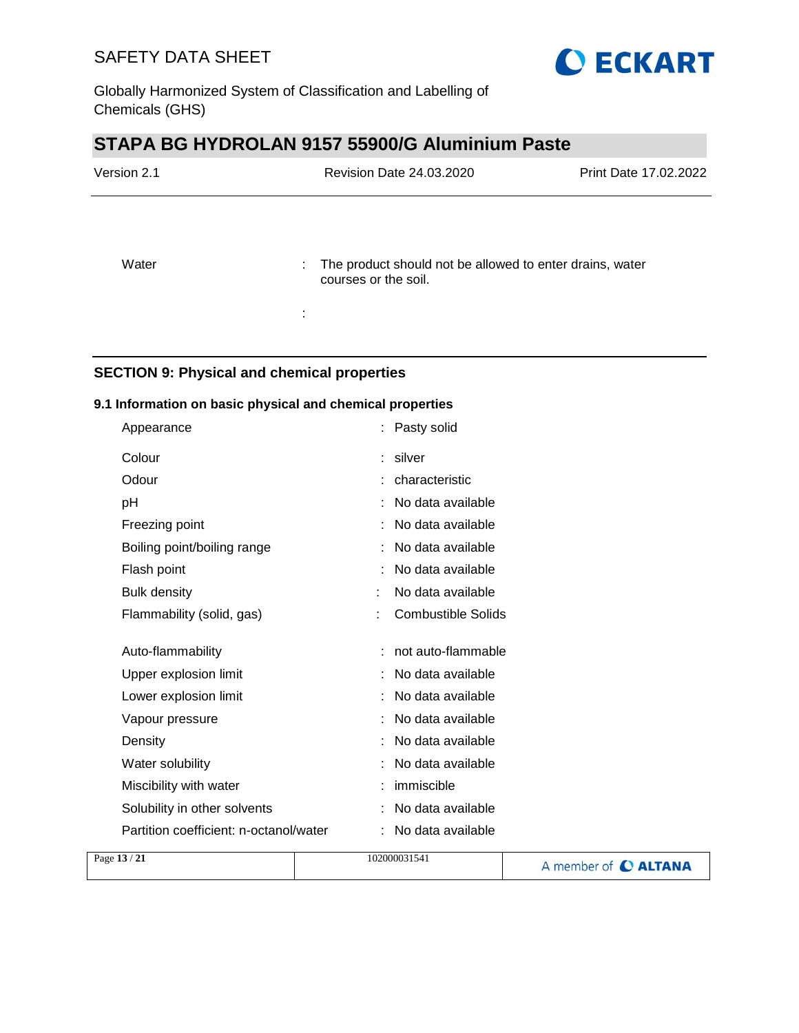| | | |
|---|---|---|
| Water | : | The product should not be allowed to enter drains, water courses or the soil. |
| | : | |

## SECTION 9: Physical and chemical properties

### 9.1 Information on basic physical and chemical properties

| | | |
|---|---|---|
| Appearance | : | Pasty solid |
| Colour | : | silver |
| Odour | : | characteristic |
| pH | : | No data available |
| Freezing point | : | No data available |
| Boiling point/boiling range | : | No data available |
| Flash point | : | No data available |
| Bulk density | : | No data available |
| Flammability (solid, gas) | : | Combustible Solids |
| Auto-flammability | : | not auto-flammable |
| Upper explosion limit | : | No data available |
| Lower explosion limit | : | No data available |
| Vapour pressure | : | No data available |
| Density | : | No data available |
| Water solubility | : | No data available |
| Miscibility with water | : | immiscible |
| Solubility in other solvents | : | No data available |
| Partition coefficient: n-octanol/water | : | No data available |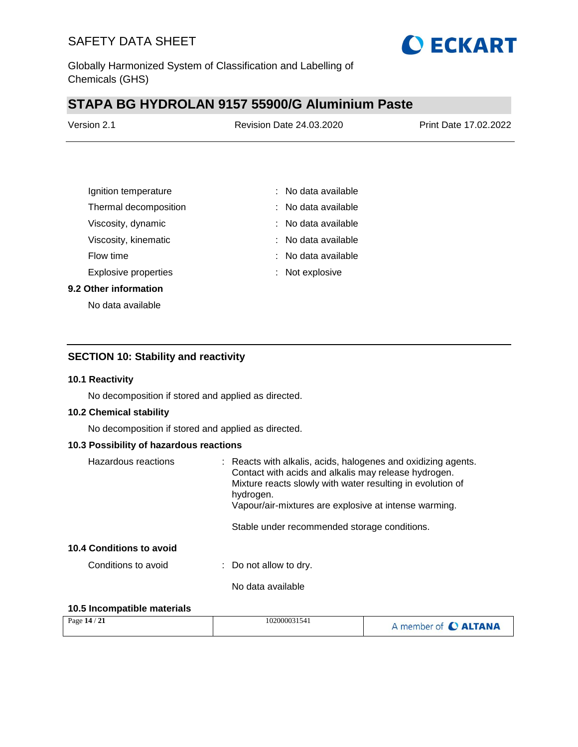| | |
|---|---|
| Ignition temperature | : No data available |
| Thermal decomposition | : No data available |
| Viscosity, dynamic | : No data available |
| Viscosity, kinematic | : No data available |
| Flow time | : No data available |
| Explosive properties | : Not explosive |

**9.2 Other information**

No data available

## SECTION 10: Stability and reactivity

**10.1 Reactivity**

No decomposition if stored and applied as directed.

**10.2 Chemical stability**

No decomposition if stored and applied as directed.

**10.3 Possibility of hazardous reactions**

Hazardous reactions : Reacts with alkalis, acids, halogenes and oxidizing agents.
Contact with acids and alkalis may release hydrogen.
Mixture reacts slowly with water resulting in evolution of hydrogen.
Vapour/air-mixtures are explosive at intense warming.

Stable under recommended storage conditions.

**10.4 Conditions to avoid**

Conditions to avoid : Do not allow to dry.

No data available

**10.5 Incompatible materials**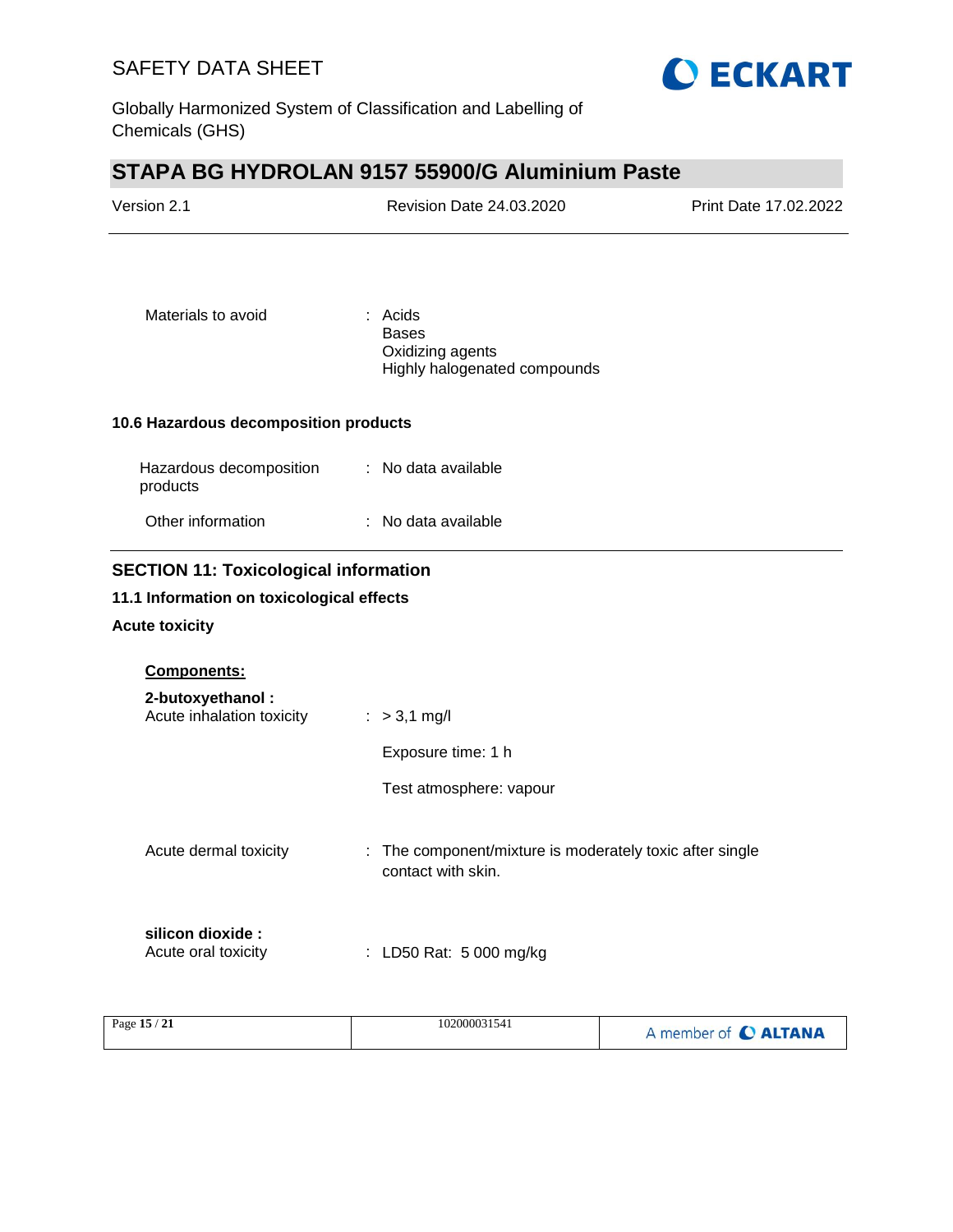Materials to avoid : Acids
Bases
Oxidizing agents
Highly halogenated compounds

### 10.6 Hazardous decomposition products

Hazardous decomposition products : No data available

Other information : No data available

## SECTION 11: Toxicological information

### 11.1 Information on toxicological effects

**Acute toxicity**

**Components:**

**2-butoxyethanol :**

Acute inhalation toxicity : > 3,1 mg/l

Exposure time: 1 h

Test atmosphere: vapour

Acute dermal toxicity : The component/mixture is moderately toxic after single contact with skin.

**silicon dioxide :**

Acute oral toxicity : LD50 Rat: 5 000 mg/kg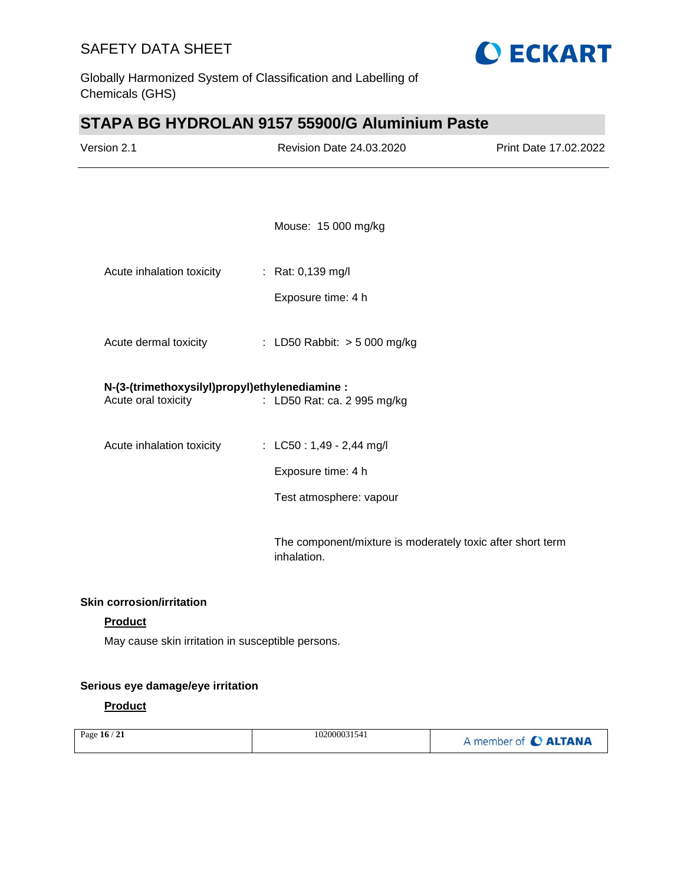Mouse: 15 000 mg/kg

Acute inhalation toxicity : Rat: 0,139 mg/l

Exposure time: 4 h

Acute dermal toxicity : LD50 Rabbit: > 5 000 mg/kg

**N-(3-(trimethoxysilyl)propyl)ethylenediamine :**

Acute oral toxicity : LD50 Rat: ca. 2 995 mg/kg

Acute inhalation toxicity : LC50 : 1,49 - 2,44 mg/l

Exposure time: 4 h

Test atmosphere: vapour

The component/mixture is moderately toxic after short term inhalation.

### Skin corrosion/irritation

**Product**

May cause skin irritation in susceptible persons.

### Serious eye damage/eye irritation

**Product**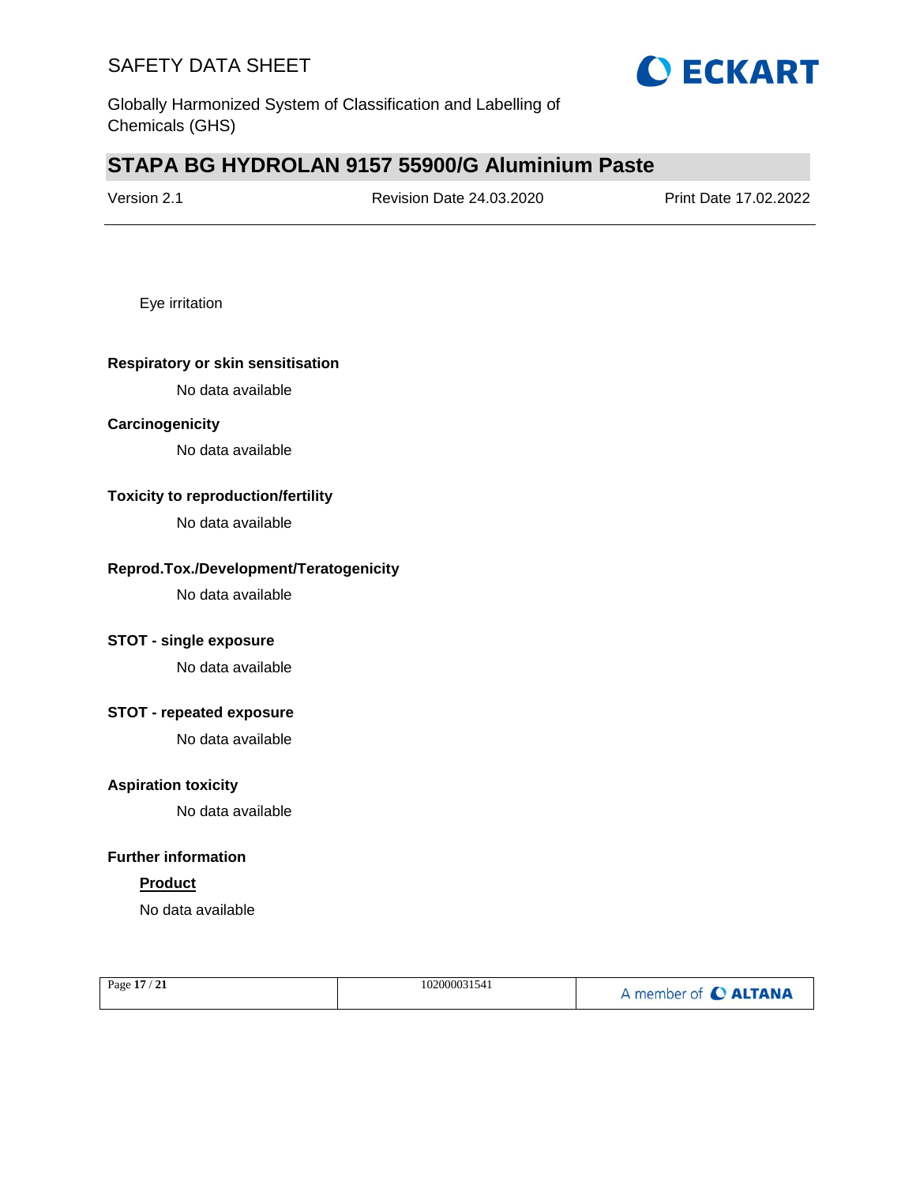Eye irritation

**Respiratory or skin sensitisation**

No data available

**Carcinogenicity**

No data available

**Toxicity to reproduction/fertility**

No data available

**Reprod.Tox./Development/Teratogenicity**

No data available

**STOT - single exposure**

No data available

**STOT - repeated exposure**

No data available

**Aspiration toxicity**

No data available

**Further information**

**Product**

No data available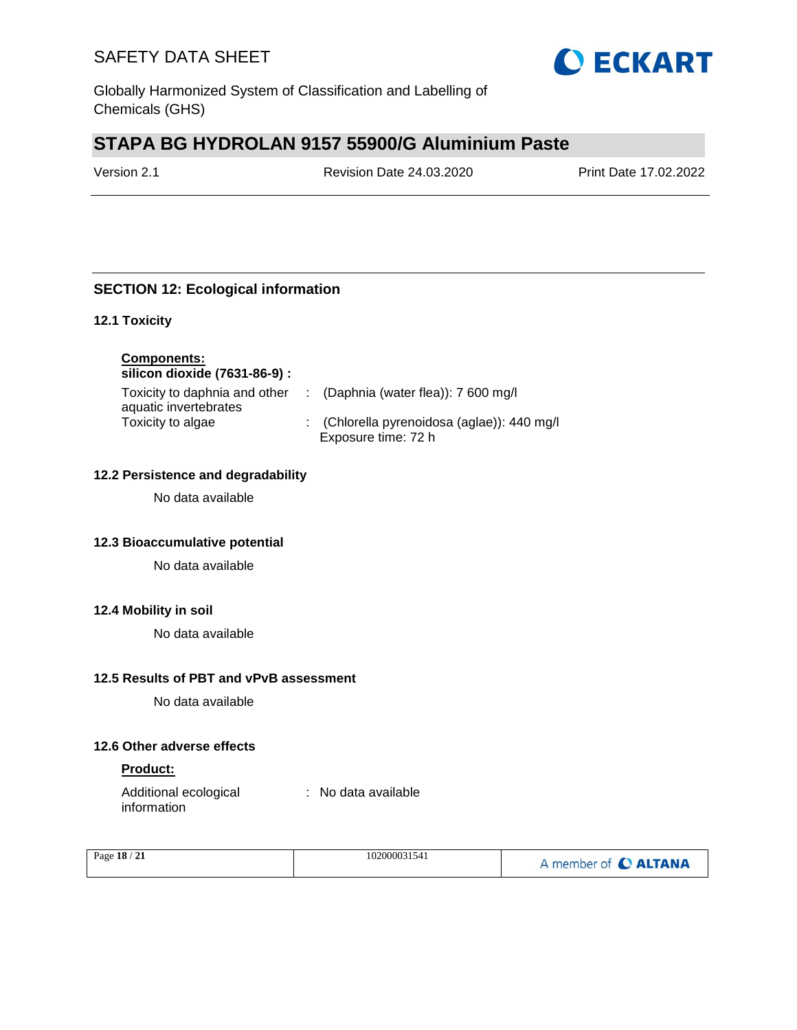## SECTION 12: Ecological information

### 12.1 Toxicity

**Components:**
**silicon dioxide (7631-86-9) :**

| | | |
|---|---|---|
| Toxicity to daphnia and other aquatic invertebrates | : | (Daphnia (water flea)): 7 600 mg/l |
| Toxicity to algae | : | (Chlorella pyrenoidosa (aglae)): 440 mg/l<br>Exposure time: 72 h |

### 12.2 Persistence and degradability

No data available

### 12.3 Bioaccumulative potential

No data available

### 12.4 Mobility in soil

No data available

### 12.5 Results of PBT and vPvB assessment

No data available

### 12.6 Other adverse effects

**Product:**

| | | |
|---|---|---|
| Additional ecological information | : | No data available |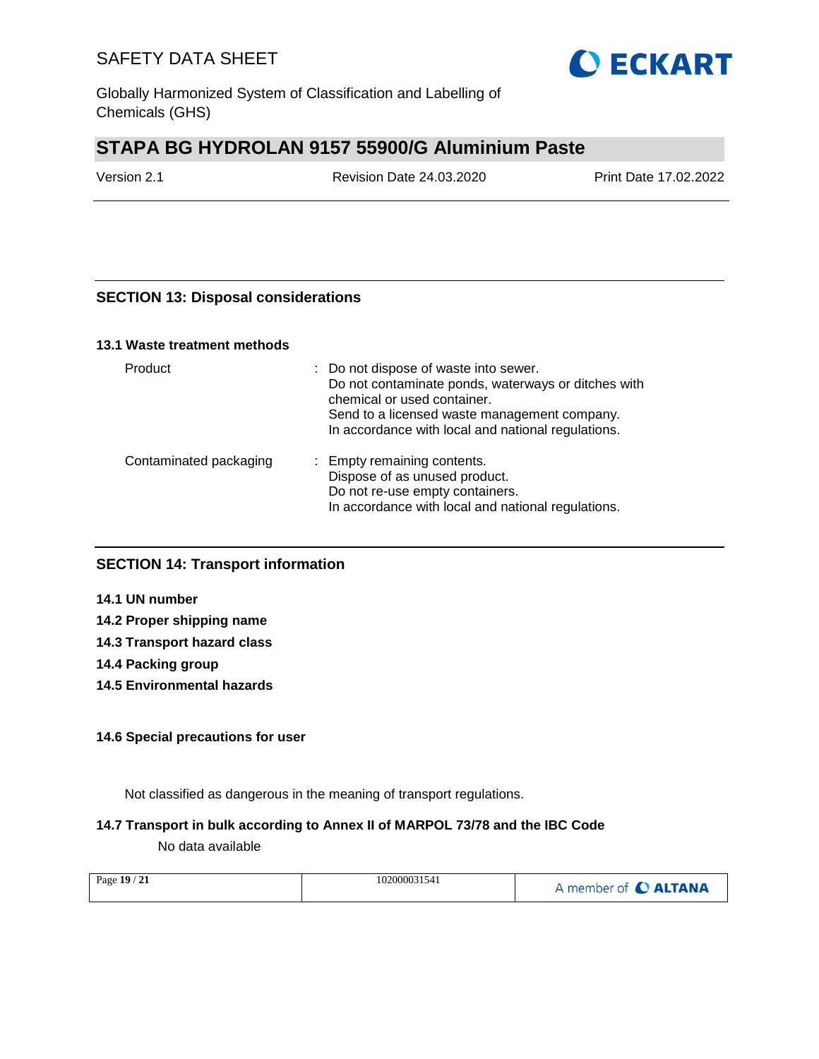## SECTION 13: Disposal considerations

### 13.1 Waste treatment methods

| | |
|---|---|
| Product | : Do not dispose of waste into sewer.<br>Do not contaminate ponds, waterways or ditches with chemical or used container.<br>Send to a licensed waste management company.<br>In accordance with local and national regulations. |
| Contaminated packaging | : Empty remaining contents.<br>Dispose of as unused product.<br>Do not re-use empty containers.<br>In accordance with local and national regulations. |

## SECTION 14: Transport information

**14.1 UN number**

**14.2 Proper shipping name**

**14.3 Transport hazard class**

**14.4 Packing group**

**14.5 Environmental hazards**

**14.6 Special precautions for user**

Not classified as dangerous in the meaning of transport regulations.

**14.7 Transport in bulk according to Annex II of MARPOL 73/78 and the IBC Code**

No data available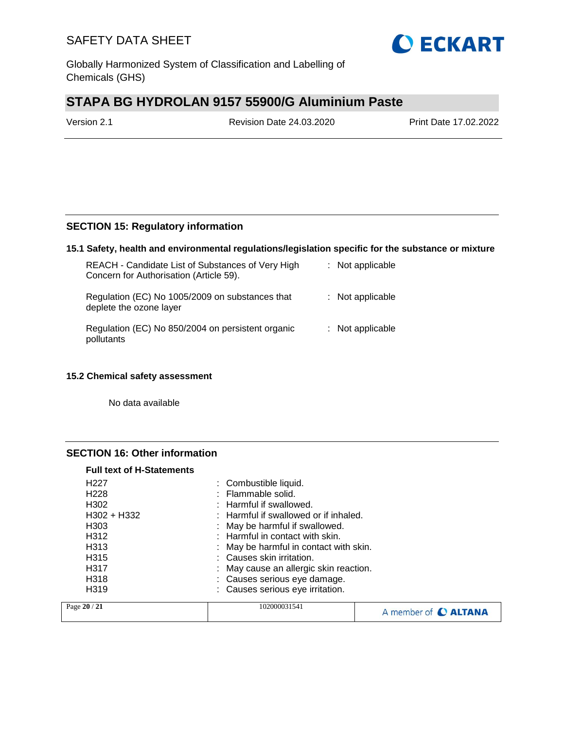## SECTION 15: Regulatory information

### 15.1 Safety, health and environmental regulations/legislation specific for the substance or mixture

| | |
|---|---|
| REACH - Candidate List of Substances of Very High Concern for Authorisation (Article 59). | : Not applicable |
| Regulation (EC) No 1005/2009 on substances that deplete the ozone layer | : Not applicable |
| Regulation (EC) No 850/2004 on persistent organic pollutants | : Not applicable |

### 15.2 Chemical safety assessment

No data available

## SECTION 16: Other information

**Full text of H-Statements**

| | |
|---|---|
| H227 | : Combustible liquid. |
| H228 | : Flammable solid. |
| H302 | : Harmful if swallowed. |
| H302 + H332 | : Harmful if swallowed or if inhaled. |
| H303 | : May be harmful if swallowed. |
| H312 | : Harmful in contact with skin. |
| H313 | : May be harmful in contact with skin. |
| H315 | : Causes skin irritation. |
| H317 | : May cause an allergic skin reaction. |
| H318 | : Causes serious eye damage. |
| H319 | : Causes serious eye irritation. |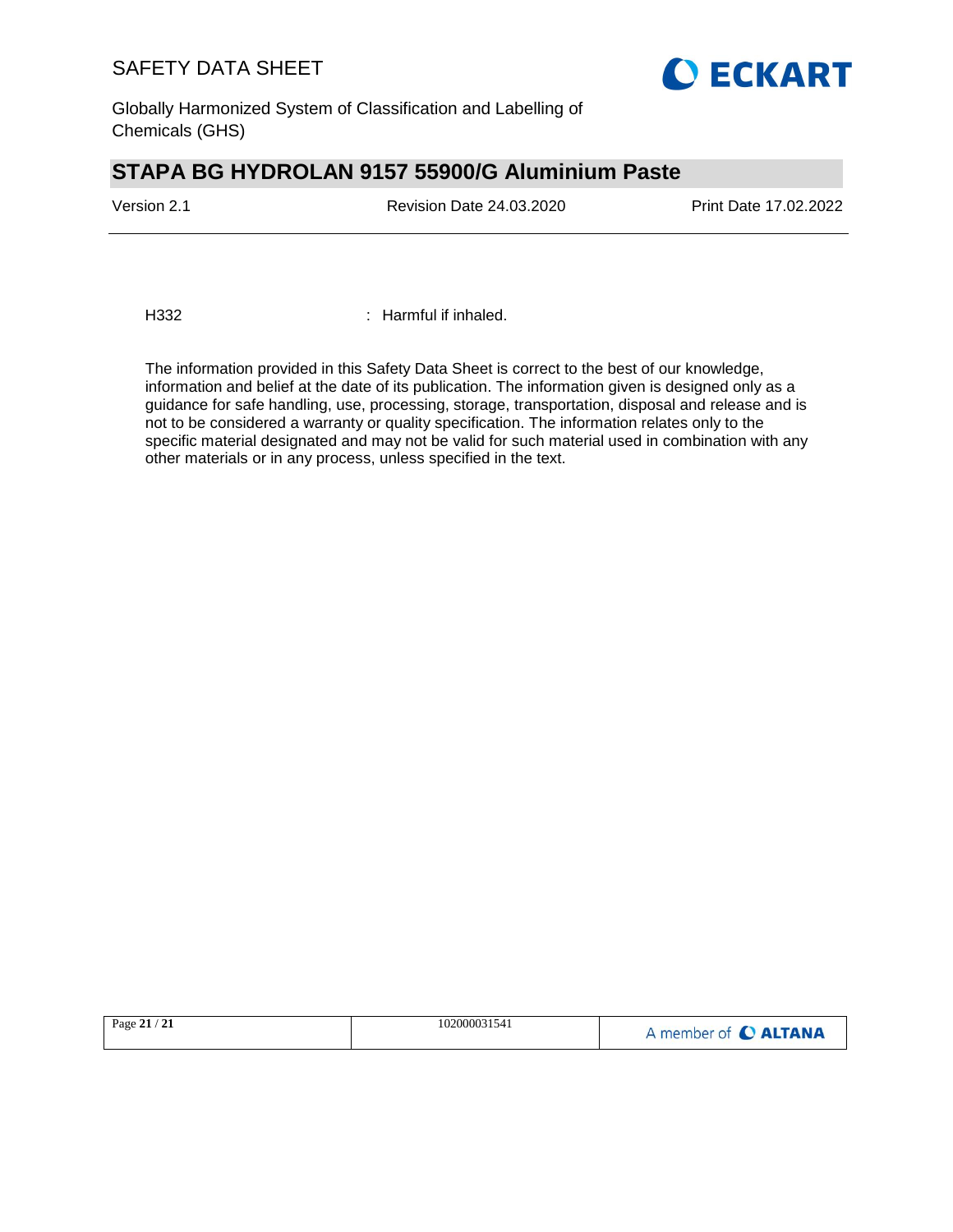H332 : Harmful if inhaled.

The information provided in this Safety Data Sheet is correct to the best of our knowledge, information and belief at the date of its publication. The information given is designed only as a guidance for safe handling, use, processing, storage, transportation, disposal and release and is not to be considered a warranty or quality specification. The information relates only to the specific material designated and may not be valid for such material used in combination with any other materials or in any process, unless specified in the text.